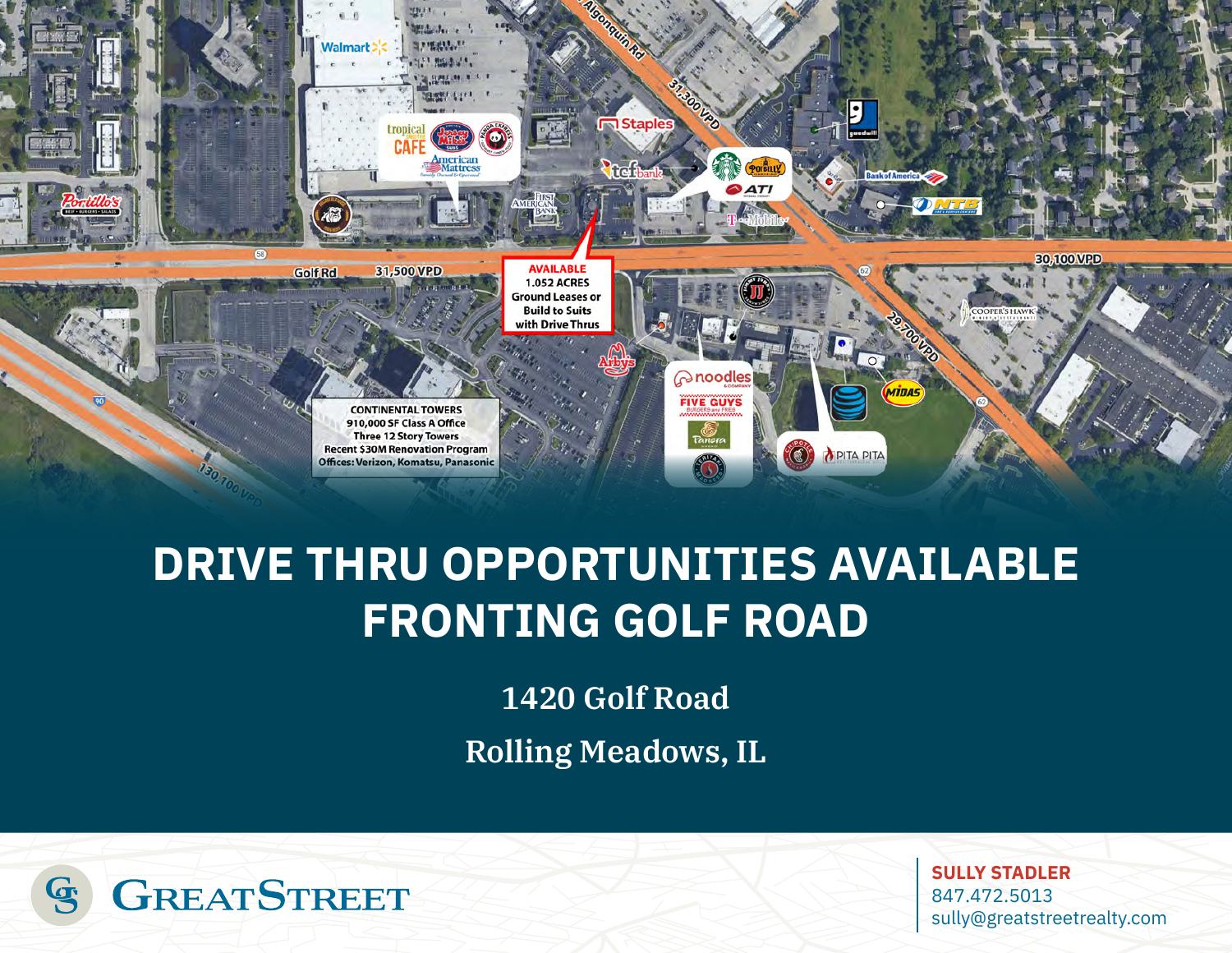AVAILABLE
1.052 ACRES
Ground Leases or
Build to Suits
with Drive Thrus

CONTINENTAL TOWERS
910,000 SF Class A Office
Three 12 Story Towers
Recent $30M Renovation Program
Offices: Verizon, Komatsu, Panasonic

Golf Rd
31,500 VPD
31,300 VPD
30,100 VPD
29,700 VPD
130,100 VPD
Algonquin Rd

# DRIVE THRU OPPORTUNITIES AVAILABLE FRONTING GOLF ROAD

## 1420 Golf Road

## Rolling Meadows, IL

GREATSTREET

**SULLY STADLER**
847.472.5013
sully@greatstreetrealty.com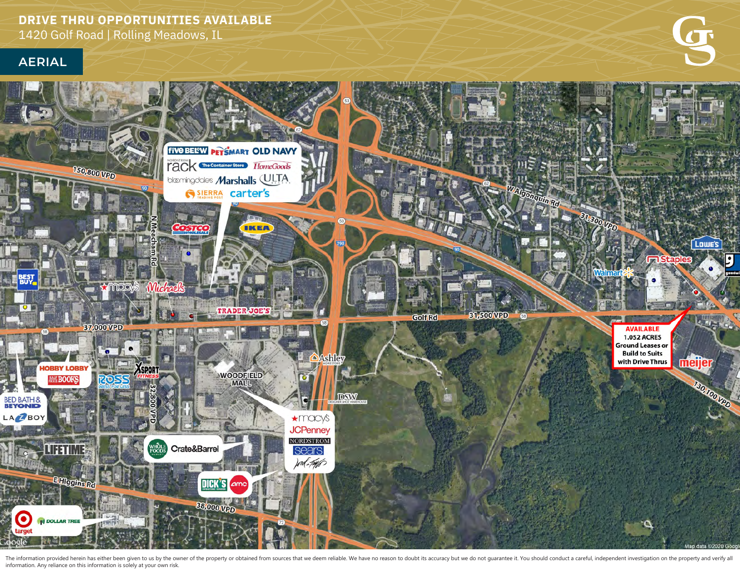# DRIVE THRU OPPORTUNITIES AVAILABLE

1420 Golf Road | Rolling Meadows, IL

## AERIAL

150,800 VPD

37,000 VPD

32,800 VPD

31,500 VPD

31,300 VPD

130,100 VPD

38,000 VPD

N Meacham Rd

Golf Rd

W Algonquin Rd

E Higgins Rd

Five Below, PetSmart, Old Navy, Nordstrom Rack, The Container Store, HomeGoods, Bloomingdale's, Marshalls, Ulta, Sierra Trading Post, Carter's

Costco Wholesale

IKEA

Best Buy

Macy's

Michaels

Trader Joe's

Hobby Lobby, Half Price Books

Ross Dress for Less

Xsport Fitness

Bed Bath & Beyond, La-Z-Boy

Woodfield Mall

Macy's, JCPenney, Nordstrom, Sears, Lord & Taylor

Ashley HomeStore

DSW Designer Shoe Warehouse

Lifetime

Whole Foods Market, Crate&Barrel

Dick's Sporting Goods, AMC

Target, Dollar Tree

Lowe's

Staples

Walmart

Goodwill

Meijer

**AVAILABLE**
**1.052 ACRES**
**Ground Leases or Build to Suits with Drive Thrus**

The information provided herein has either been given to us by the owner of the property or obtained from sources that we deem reliable. We have no reason to doubt its accuracy but we do not guarantee it. You should conduct a careful, independent investigation on the property and verify all information. Any reliance on this information is solely at your own risk.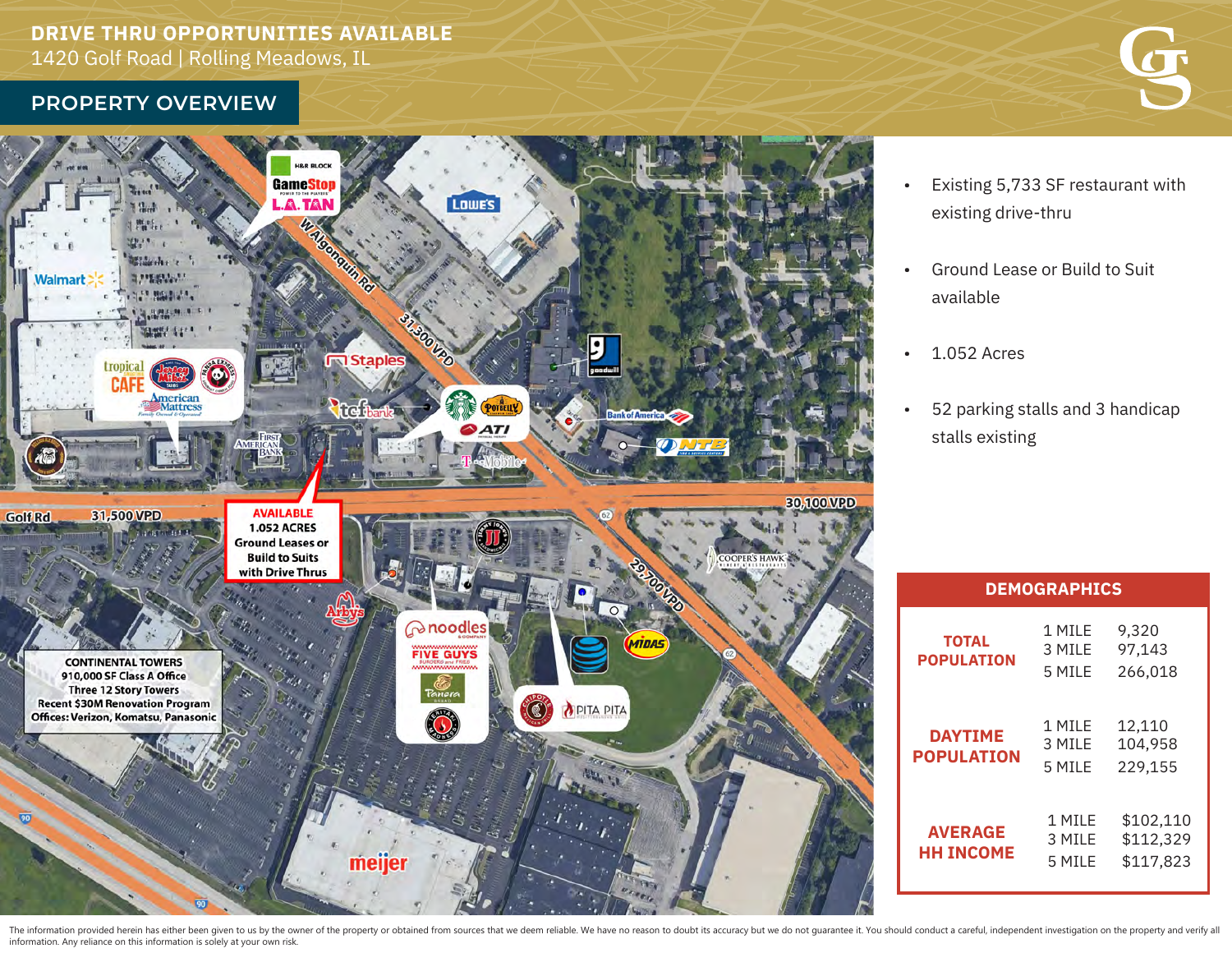**DRIVE THRU OPPORTUNITIES AVAILABLE**
1420 Golf Road | Rolling Meadows, IL

## PROPERTY OVERVIEW

AVAILABLE
1.052 ACRES
Ground Leases or Build to Suits with Drive Thrus

CONTINENTAL TOWERS
910,000 SF Class A Office
Three 12 Story Towers
Recent $30M Renovation Program
Offices: Verizon, Komatsu, Panasonic

Golf Rd 31,500 VPD

W Algonquin Rd 31,300 VPD

30,100 VPD

29,700 VPD

- Existing 5,733 SF restaurant with existing drive-thru
- Ground Lease or Build to Suit available
- 1.052 Acres
- 52 parking stalls and 3 handicap stalls existing

### DEMOGRAPHICS

| | | |
|---|---|---|
| TOTAL POPULATION | 1 MILE | 9,320 |
| | 3 MILE | 97,143 |
| | 5 MILE | 266,018 |
| DAYTIME POPULATION | 1 MILE | 12,110 |
| | 3 MILE | 104,958 |
| | 5 MILE | 229,155 |
| AVERAGE HH INCOME | 1 MILE | $102,110 |
| | 3 MILE | $112,329 |
| | 5 MILE | $117,823 |

The information provided herein has either been given to us by the owner of the property or obtained from sources that we deem reliable. We have no reason to doubt its accuracy but we do not guarantee it. You should conduct a careful, independent investigation on the property and verify all information. Any reliance on this information is solely at your own risk.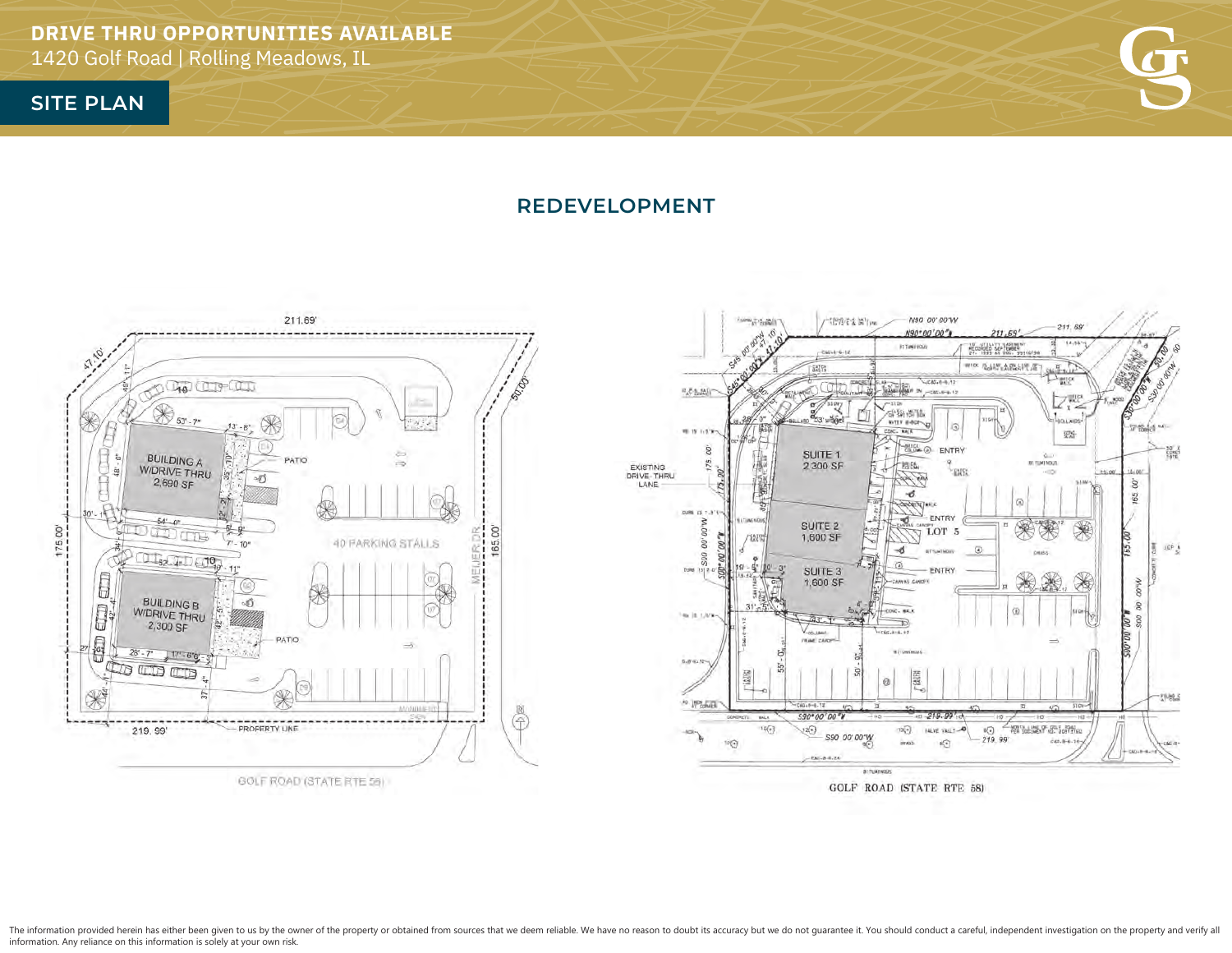# DRIVE THRU OPPORTUNITIES AVAILABLE

1420 Golf Road | Rolling Meadows, IL

## SITE PLAN

## REDEVELOPMENT

211.69'

47.10'

50.00'

BUILDING A
W/DRIVE THRU
2,690 SF

BUILDING B
W/DRIVE THRU
2,300 SF

PATIO

PATIO

40 PARKING STALLS

MEIJER DR

175.00'

165.00'

219.99'

PROPERTY LINE

GOLF ROAD (STATE RTE 58)

EXISTING
DRIVE-THRU
LANE

SUITE 1
2,300 SF

SUITE 2
1,600 SF

SUITE 3
1,600 SF

ENTRY

ENTRY

ENTRY

LOT 5

N90°00'00"W

211.69'

175.00'

165.00'

S90°00'00"W

219.99'

GOLF ROAD (STATE RTE 58)

The information provided herein has either been given to us by the owner of the property or obtained from sources that we deem reliable. We have no reason to doubt its accuracy but we do not guarantee it. You should conduct a careful, independent investigation on the property and verify all information. Any reliance on this information is solely at your own risk.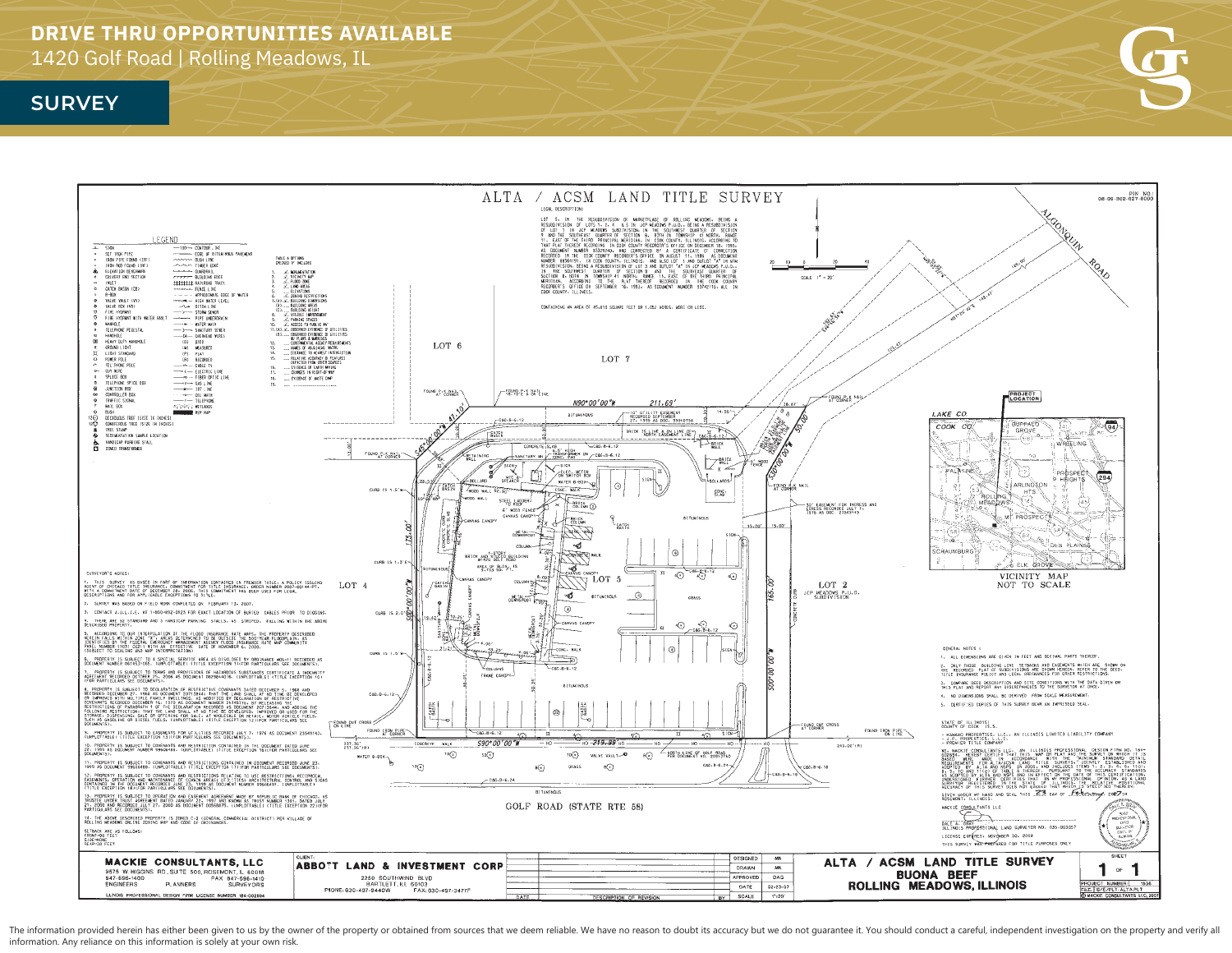# DRIVE THRU OPPORTUNITIES AVAILABLE

1420 Golf Road | Rolling Meadows, IL

## SURVEY

ALTA / ACSM LAND TITLE SURVEY

GOLF ROAD (STATE RTE 58)

ALGONQUIN ROAD

MACKIE CONSULTANTS, LLC
9575 W HIGGINS RD., SUITE 500, ROSEMONT, IL 60018
847-696-1400 FAX 847-696-1410
ENGINEERS PLANNERS SURVEYORS

CLIENT: ABBOTT LAND & INVESTMENT CORP

ALTA / ACSM LAND TITLE SURVEY
BUONA BEEF
ROLLING MEADOWS, ILLINOIS

The information provided herein has either been given to us by the owner of the property or obtained from sources that we deem reliable. We have no reason to doubt its accuracy but we do not guarantee it. You should conduct a careful, independent investigation on the property and verify all information. Any reliance on this information is solely at your own risk.